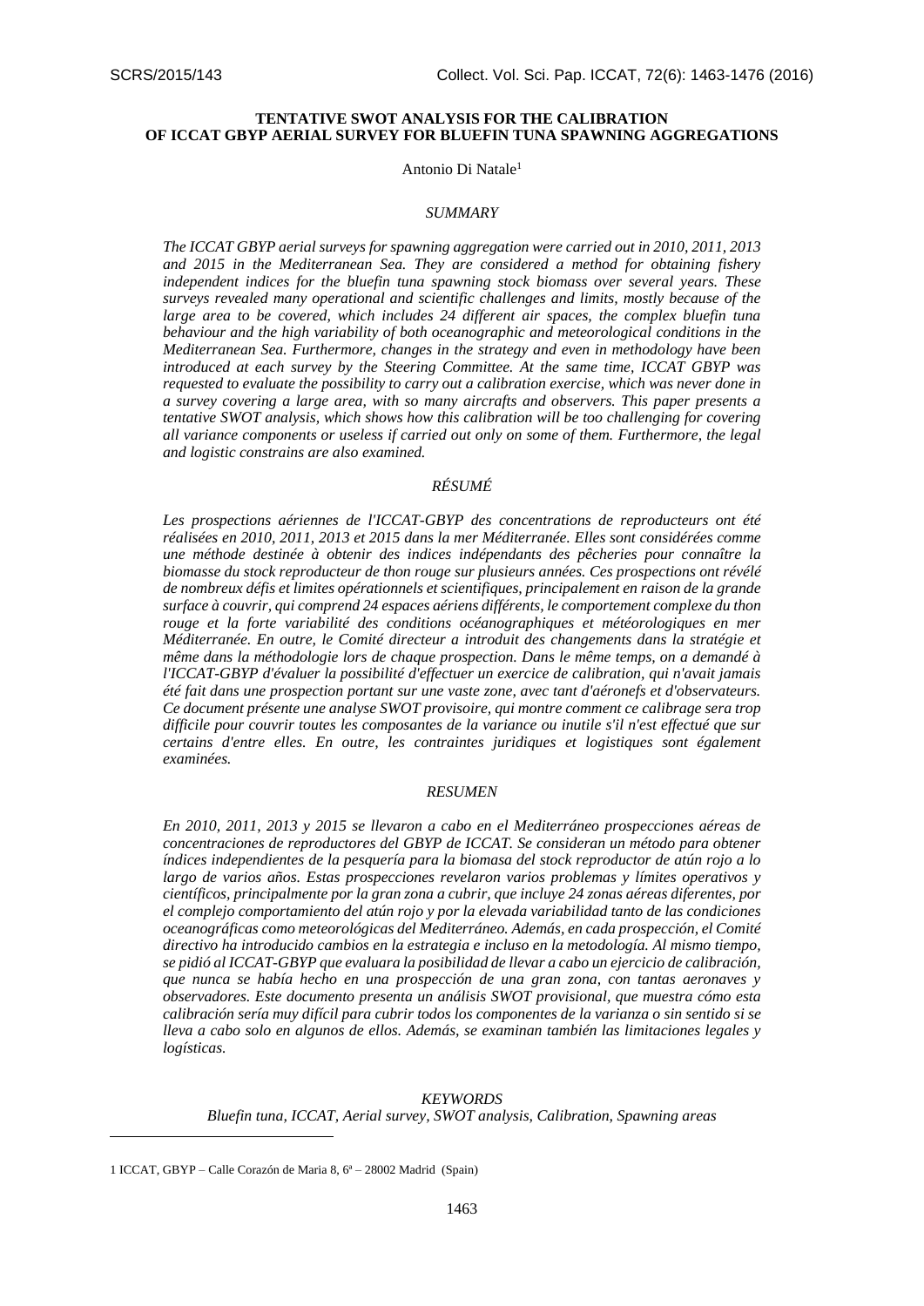# TENTATIVE SWOT ANALYSIS FOR THE CALIBRATION OF ICCAT GBYP AERIAL SURVEY FOR BLUEFIN TUNA SPAWNING AGGREGATIONS

Antonio Di Natale[1]

## *SUMMARY*

*The ICCAT GBYP aerial surveys for spawning aggregation were carried out in 2010, 2011, 2013 and 2015 in the Mediterranean Sea. They are considered a method for obtaining fishery independent indices for the bluefin tuna spawning stock biomass over several years. These surveys revealed many operational and scientific challenges and limits, mostly because of the large area to be covered, which includes 24 different air spaces, the complex bluefin tuna behaviour and the high variability of both oceanographic and meteorological conditions in the Mediterranean Sea. Furthermore, changes in the strategy and even in methodology have been introduced at each survey by the Steering Committee. At the same time, ICCAT GBYP was requested to evaluate the possibility to carry out a calibration exercise, which was never done in a survey covering a large area, with so many aircrafts and observers. This paper presents a tentative SWOT analysis, which shows how this calibration will be too challenging for covering all variance components or useless if carried out only on some of them. Furthermore, the legal and logistic constrains are also examined.*

## *RÉSUMÉ*

*Les prospections aériennes de l'ICCAT-GBYP des concentrations de reproducteurs ont été réalisées en 2010, 2011, 2013 et 2015 dans la mer Méditerranée. Elles sont considérées comme une méthode destinée à obtenir des indices indépendants des pêcheries pour connaître la biomasse du stock reproducteur de thon rouge sur plusieurs années. Ces prospections ont révélé de nombreux défis et limites opérationnels et scientifiques, principalement en raison de la grande surface à couvrir, qui comprend 24 espaces aériens différents, le comportement complexe du thon rouge et la forte variabilité des conditions océanographiques et météorologiques en mer Méditerranée. En outre, le Comité directeur a introduit des changements dans la stratégie et même dans la méthodologie lors de chaque prospection. Dans le même temps, on a demandé à l'ICCAT-GBYP d'évaluer la possibilité d'effectuer un exercice de calibration, qui n'avait jamais été fait dans une prospection portant sur une vaste zone, avec tant d'aéronefs et d'observateurs. Ce document présente une analyse SWOT provisoire, qui montre comment ce calibrage sera trop difficile pour couvrir toutes les composantes de la variance ou inutile s'il n'est effectué que sur certains d'entre elles. En outre, les contraintes juridiques et logistiques sont également examinées.*

## *RESUMEN*

*En 2010, 2011, 2013 y 2015 se llevaron a cabo en el Mediterráneo prospecciones aéreas de concentraciones de reproductores del GBYP de ICCAT. Se consideran un método para obtener índices independientes de la pesquería para la biomasa del stock reproductor de atún rojo a lo largo de varios años. Estas prospecciones revelaron varios problemas y límites operativos y científicos, principalmente por la gran zona a cubrir, que incluye 24 zonas aéreas diferentes, por el complejo comportamiento del atún rojo y por la elevada variabilidad tanto de las condiciones oceanográficas como meteorológicas del Mediterráneo. Además, en cada prospección, el Comité directivo ha introducido cambios en la estrategia e incluso en la metodología. Al mismo tiempo, se pidió al ICCAT-GBYP que evaluara la posibilidad de llevar a cabo un ejercicio de calibración, que nunca se había hecho en una prospección de una gran zona, con tantas aeronaves y observadores. Este documento presenta un análisis SWOT provisional, que muestra cómo esta calibración sería muy difícil para cubrir todos los componentes de la varianza o sin sentido si se lleva a cabo solo en algunos de ellos. Además, se examinan también las limitaciones legales y logísticas.*

*KEYWORDS*

*Bluefin tuna, ICCAT, Aerial survey, SWOT analysis, Calibration, Spawning areas*

---

[1] ICCAT, GBYP – Calle Corazón de Maria 8, 6ª – 28002 Madrid (Spain)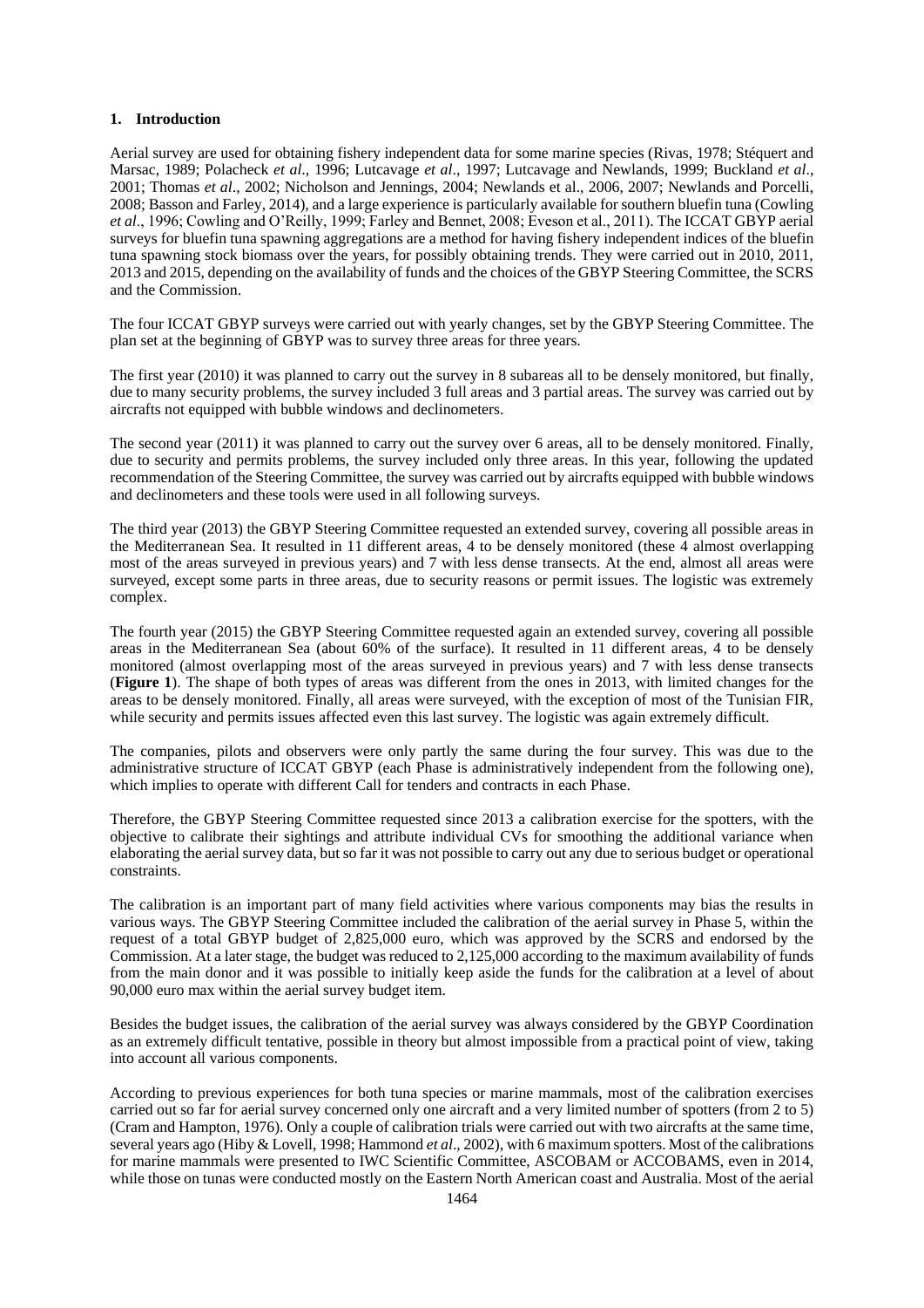## 1. Introduction

Aerial survey are used for obtaining fishery independent data for some marine species (Rivas, 1978; Stéquert and Marsac, 1989; Polacheck *et al*., 1996; Lutcavage *et al*., 1997; Lutcavage and Newlands, 1999; Buckland *et al*., 2001; Thomas *et al*., 2002; Nicholson and Jennings, 2004; Newlands et al., 2006, 2007; Newlands and Porcelli, 2008; Basson and Farley, 2014), and a large experience is particularly available for southern bluefin tuna (Cowling *et al*., 1996; Cowling and O'Reilly, 1999; Farley and Bennet, 2008; Eveson et al., 2011). The ICCAT GBYP aerial surveys for bluefin tuna spawning aggregations are a method for having fishery independent indices of the bluefin tuna spawning stock biomass over the years, for possibly obtaining trends. They were carried out in 2010, 2011, 2013 and 2015, depending on the availability of funds and the choices of the GBYP Steering Committee, the SCRS and the Commission.

The four ICCAT GBYP surveys were carried out with yearly changes, set by the GBYP Steering Committee. The plan set at the beginning of GBYP was to survey three areas for three years.

The first year (2010) it was planned to carry out the survey in 8 subareas all to be densely monitored, but finally, due to many security problems, the survey included 3 full areas and 3 partial areas. The survey was carried out by aircrafts not equipped with bubble windows and declinometers.

The second year (2011) it was planned to carry out the survey over 6 areas, all to be densely monitored. Finally, due to security and permits problems, the survey included only three areas. In this year, following the updated recommendation of the Steering Committee, the survey was carried out by aircrafts equipped with bubble windows and declinometers and these tools were used in all following surveys.

The third year (2013) the GBYP Steering Committee requested an extended survey, covering all possible areas in the Mediterranean Sea. It resulted in 11 different areas, 4 to be densely monitored (these 4 almost overlapping most of the areas surveyed in previous years) and 7 with less dense transects. At the end, almost all areas were surveyed, except some parts in three areas, due to security reasons or permit issues. The logistic was extremely complex.

The fourth year (2015) the GBYP Steering Committee requested again an extended survey, covering all possible areas in the Mediterranean Sea (about 60% of the surface). It resulted in 11 different areas, 4 to be densely monitored (almost overlapping most of the areas surveyed in previous years) and 7 with less dense transects (**Figure 1**). The shape of both types of areas was different from the ones in 2013, with limited changes for the areas to be densely monitored. Finally, all areas were surveyed, with the exception of most of the Tunisian FIR, while security and permits issues affected even this last survey. The logistic was again extremely difficult.

The companies, pilots and observers were only partly the same during the four survey. This was due to the administrative structure of ICCAT GBYP (each Phase is administratively independent from the following one), which implies to operate with different Call for tenders and contracts in each Phase.

Therefore, the GBYP Steering Committee requested since 2013 a calibration exercise for the spotters, with the objective to calibrate their sightings and attribute individual CVs for smoothing the additional variance when elaborating the aerial survey data, but so far it was not possible to carry out any due to serious budget or operational constraints.

The calibration is an important part of many field activities where various components may bias the results in various ways. The GBYP Steering Committee included the calibration of the aerial survey in Phase 5, within the request of a total GBYP budget of 2,825,000 euro, which was approved by the SCRS and endorsed by the Commission. At a later stage, the budget was reduced to 2,125,000 according to the maximum availability of funds from the main donor and it was possible to initially keep aside the funds for the calibration at a level of about 90,000 euro max within the aerial survey budget item.

Besides the budget issues, the calibration of the aerial survey was always considered by the GBYP Coordination as an extremely difficult tentative, possible in theory but almost impossible from a practical point of view, taking into account all various components.

According to previous experiences for both tuna species or marine mammals, most of the calibration exercises carried out so far for aerial survey concerned only one aircraft and a very limited number of spotters (from 2 to 5) (Cram and Hampton, 1976). Only a couple of calibration trials were carried out with two aircrafts at the same time, several years ago (Hiby & Lovell, 1998; Hammond *et al*., 2002), with 6 maximum spotters. Most of the calibrations for marine mammals were presented to IWC Scientific Committee, ASCOBAM or ACCOBAMS, even in 2014, while those on tunas were conducted mostly on the Eastern North American coast and Australia. Most of the aerial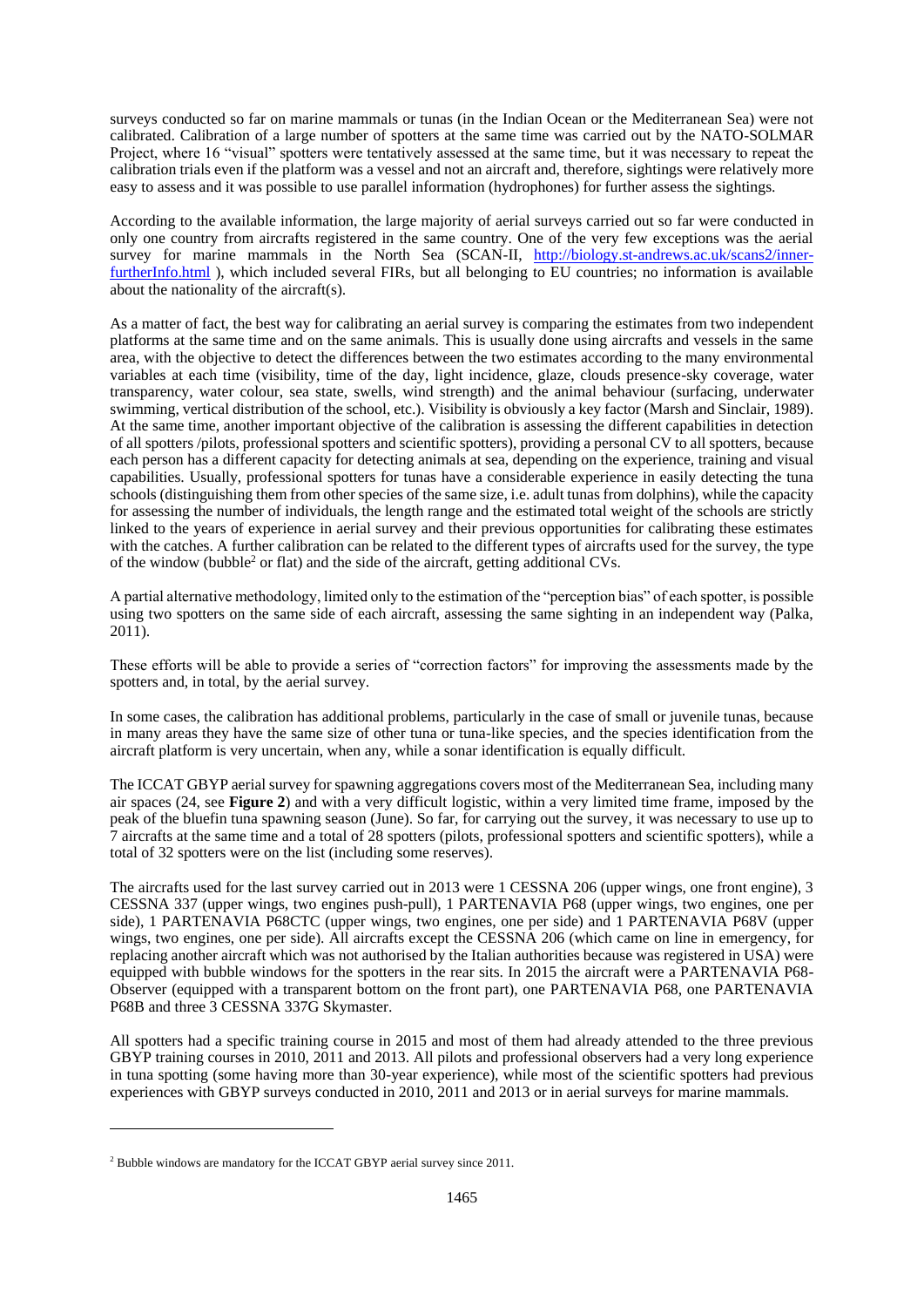surveys conducted so far on marine mammals or tunas (in the Indian Ocean or the Mediterranean Sea) were not calibrated. Calibration of a large number of spotters at the same time was carried out by the NATO-SOLMAR Project, where 16 "visual" spotters were tentatively assessed at the same time, but it was necessary to repeat the calibration trials even if the platform was a vessel and not an aircraft and, therefore, sightings were relatively more easy to assess and it was possible to use parallel information (hydrophones) for further assess the sightings.

According to the available information, the large majority of aerial surveys carried out so far were conducted in only one country from aircrafts registered in the same country. One of the very few exceptions was the aerial survey for marine mammals in the North Sea (SCAN-II, http://biology.st-andrews.ac.uk/scans2/inner-furtherInfo.html ), which included several FIRs, but all belonging to EU countries; no information is available about the nationality of the aircraft(s).

As a matter of fact, the best way for calibrating an aerial survey is comparing the estimates from two independent platforms at the same time and on the same animals. This is usually done using aircrafts and vessels in the same area, with the objective to detect the differences between the two estimates according to the many environmental variables at each time (visibility, time of the day, light incidence, glaze, clouds presence-sky coverage, water transparency, water colour, sea state, swells, wind strength) and the animal behaviour (surfacing, underwater swimming, vertical distribution of the school, etc.). Visibility is obviously a key factor (Marsh and Sinclair, 1989). At the same time, another important objective of the calibration is assessing the different capabilities in detection of all spotters /pilots, professional spotters and scientific spotters), providing a personal CV to all spotters, because each person has a different capacity for detecting animals at sea, depending on the experience, training and visual capabilities. Usually, professional spotters for tunas have a considerable experience in easily detecting the tuna schools (distinguishing them from other species of the same size, i.e. adult tunas from dolphins), while the capacity for assessing the number of individuals, the length range and the estimated total weight of the schools are strictly linked to the years of experience in aerial survey and their previous opportunities for calibrating these estimates with the catches. A further calibration can be related to the different types of aircrafts used for the survey, the type of the window (bubble[2] or flat) and the side of the aircraft, getting additional CVs.

A partial alternative methodology, limited only to the estimation of the "perception bias" of each spotter, is possible using two spotters on the same side of each aircraft, assessing the same sighting in an independent way (Palka, 2011).

These efforts will be able to provide a series of "correction factors" for improving the assessments made by the spotters and, in total, by the aerial survey.

In some cases, the calibration has additional problems, particularly in the case of small or juvenile tunas, because in many areas they have the same size of other tuna or tuna-like species, and the species identification from the aircraft platform is very uncertain, when any, while a sonar identification is equally difficult.

The ICCAT GBYP aerial survey for spawning aggregations covers most of the Mediterranean Sea, including many air spaces (24, see **Figure 2**) and with a very difficult logistic, within a very limited time frame, imposed by the peak of the bluefin tuna spawning season (June). So far, for carrying out the survey, it was necessary to use up to 7 aircrafts at the same time and a total of 28 spotters (pilots, professional spotters and scientific spotters), while a total of 32 spotters were on the list (including some reserves).

The aircrafts used for the last survey carried out in 2013 were 1 CESSNA 206 (upper wings, one front engine), 3 CESSNA 337 (upper wings, two engines push-pull), 1 PARTENAVIA P68 (upper wings, two engines, one per side), 1 PARTENAVIA P68CTC (upper wings, two engines, one per side) and 1 PARTENAVIA P68V (upper wings, two engines, one per side). All aircrafts except the CESSNA 206 (which came on line in emergency, for replacing another aircraft which was not authorised by the Italian authorities because was registered in USA) were equipped with bubble windows for the spotters in the rear sits. In 2015 the aircraft were a PARTENAVIA P68-Observer (equipped with a transparent bottom on the front part), one PARTENAVIA P68, one PARTENAVIA P68B and three 3 CESSNA 337G Skymaster.

All spotters had a specific training course in 2015 and most of them had already attended to the three previous GBYP training courses in 2010, 2011 and 2013. All pilots and professional observers had a very long experience in tuna spotting (some having more than 30-year experience), while most of the scientific spotters had previous experiences with GBYP surveys conducted in 2010, 2011 and 2013 or in aerial surveys for marine mammals.

---

[2] Bubble windows are mandatory for the ICCAT GBYP aerial survey since 2011.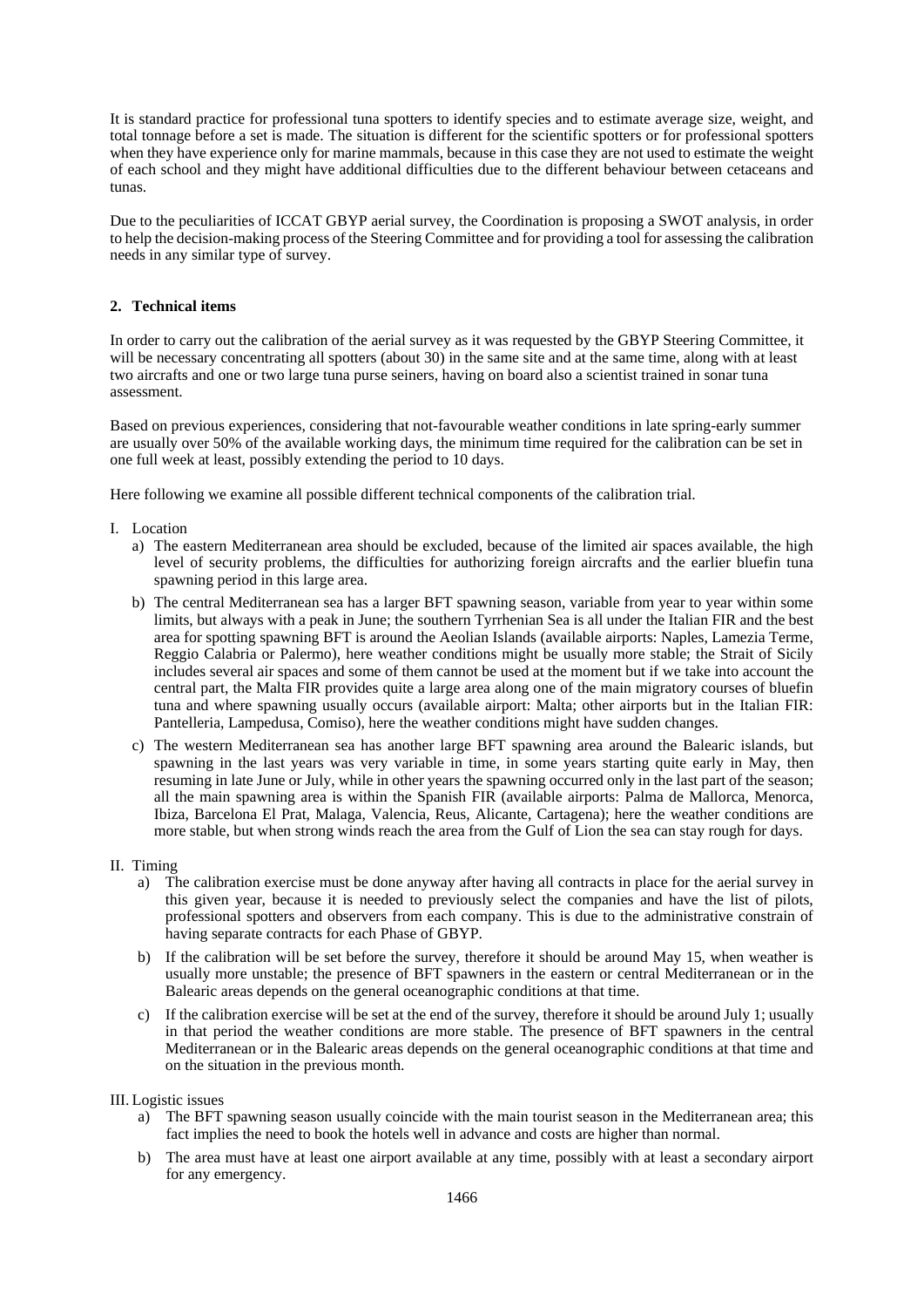It is standard practice for professional tuna spotters to identify species and to estimate average size, weight, and total tonnage before a set is made. The situation is different for the scientific spotters or for professional spotters when they have experience only for marine mammals, because in this case they are not used to estimate the weight of each school and they might have additional difficulties due to the different behaviour between cetaceans and tunas.

Due to the peculiarities of ICCAT GBYP aerial survey, the Coordination is proposing a SWOT analysis, in order to help the decision-making process of the Steering Committee and for providing a tool for assessing the calibration needs in any similar type of survey.

## 2. Technical items

In order to carry out the calibration of the aerial survey as it was requested by the GBYP Steering Committee, it will be necessary concentrating all spotters (about 30) in the same site and at the same time, along with at least two aircrafts and one or two large tuna purse seiners, having on board also a scientist trained in sonar tuna assessment.

Based on previous experiences, considering that not-favourable weather conditions in late spring-early summer are usually over 50% of the available working days, the minimum time required for the calibration can be set in one full week at least, possibly extending the period to 10 days.

Here following we examine all possible different technical components of the calibration trial.

I. Location
   a) The eastern Mediterranean area should be excluded, because of the limited air spaces available, the high level of security problems, the difficulties for authorizing foreign aircrafts and the earlier bluefin tuna spawning period in this large area.
   b) The central Mediterranean sea has a larger BFT spawning season, variable from year to year within some limits, but always with a peak in June; the southern Tyrrhenian Sea is all under the Italian FIR and the best area for spotting spawning BFT is around the Aeolian Islands (available airports: Naples, Lamezia Terme, Reggio Calabria or Palermo), here weather conditions might be usually more stable; the Strait of Sicily includes several air spaces and some of them cannot be used at the moment but if we take into account the central part, the Malta FIR provides quite a large area along one of the main migratory courses of bluefin tuna and where spawning usually occurs (available airport: Malta; other airports but in the Italian FIR: Pantelleria, Lampedusa, Comiso), here the weather conditions might have sudden changes.
   c) The western Mediterranean sea has another large BFT spawning area around the Balearic islands, but spawning in the last years was very variable in time, in some years starting quite early in May, then resuming in late June or July, while in other years the spawning occurred only in the last part of the season; all the main spawning area is within the Spanish FIR (available airports: Palma de Mallorca, Menorca, Ibiza, Barcelona El Prat, Malaga, Valencia, Reus, Alicante, Cartagena); here the weather conditions are more stable, but when strong winds reach the area from the Gulf of Lion the sea can stay rough for days.

II. Timing
   a) The calibration exercise must be done anyway after having all contracts in place for the aerial survey in this given year, because it is needed to previously select the companies and have the list of pilots, professional spotters and observers from each company. This is due to the administrative constrain of having separate contracts for each Phase of GBYP.
   b) If the calibration will be set before the survey, therefore it should be around May 15, when weather is usually more unstable; the presence of BFT spawners in the eastern or central Mediterranean or in the Balearic areas depends on the general oceanographic conditions at that time.
   c) If the calibration exercise will be set at the end of the survey, therefore it should be around July 1; usually in that period the weather conditions are more stable. The presence of BFT spawners in the central Mediterranean or in the Balearic areas depends on the general oceanographic conditions at that time and on the situation in the previous month.

III. Logistic issues
   a) The BFT spawning season usually coincide with the main tourist season in the Mediterranean area; this fact implies the need to book the hotels well in advance and costs are higher than normal.
   b) The area must have at least one airport available at any time, possibly with at least a secondary airport for any emergency.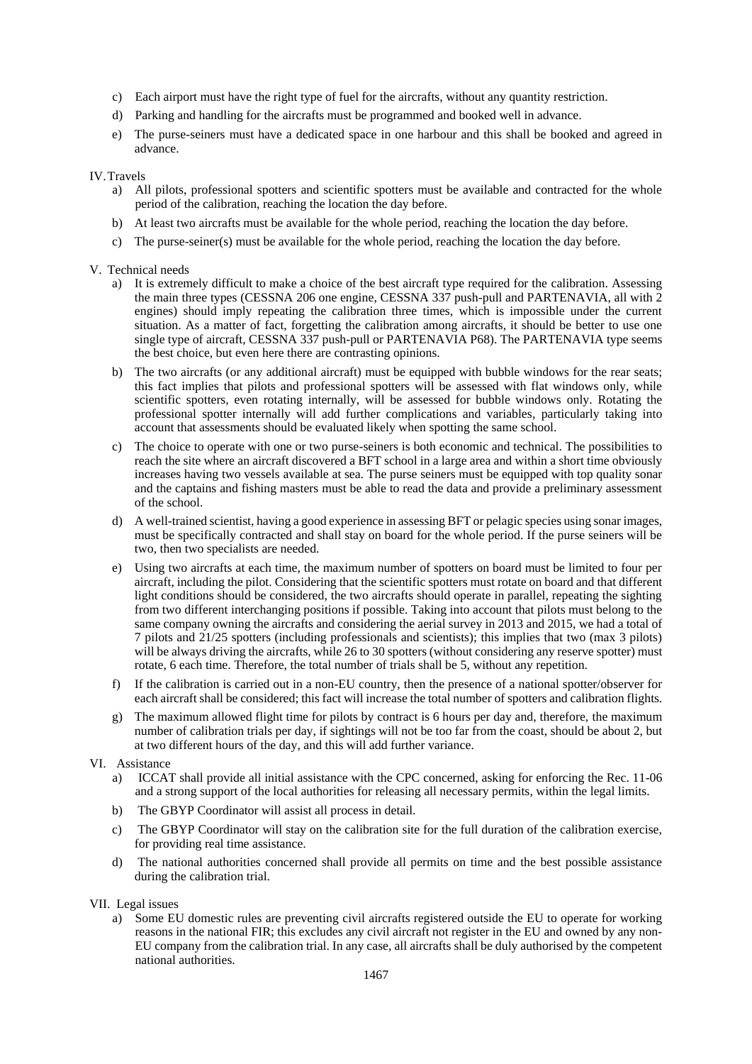c) Each airport must have the right type of fuel for the aircrafts, without any quantity restriction.

d) Parking and handling for the aircrafts must be programmed and booked well in advance.

e) The purse-seiners must have a dedicated space in one harbour and this shall be booked and agreed in advance.

IV. Travels

a) All pilots, professional spotters and scientific spotters must be available and contracted for the whole period of the calibration, reaching the location the day before.

b) At least two aircrafts must be available for the whole period, reaching the location the day before.

c) The purse-seiner(s) must be available for the whole period, reaching the location the day before.

V. Technical needs

a) It is extremely difficult to make a choice of the best aircraft type required for the calibration. Assessing the main three types (CESSNA 206 one engine, CESSNA 337 push-pull and PARTENAVIA, all with 2 engines) should imply repeating the calibration three times, which is impossible under the current situation. As a matter of fact, forgetting the calibration among aircrafts, it should be better to use one single type of aircraft, CESSNA 337 push-pull or PARTENAVIA P68). The PARTENAVIA type seems the best choice, but even here there are contrasting opinions.

b) The two aircrafts (or any additional aircraft) must be equipped with bubble windows for the rear seats; this fact implies that pilots and professional spotters will be assessed with flat windows only, while scientific spotters, even rotating internally, will be assessed for bubble windows only. Rotating the professional spotter internally will add further complications and variables, particularly taking into account that assessments should be evaluated likely when spotting the same school.

c) The choice to operate with one or two purse-seiners is both economic and technical. The possibilities to reach the site where an aircraft discovered a BFT school in a large area and within a short time obviously increases having two vessels available at sea. The purse seiners must be equipped with top quality sonar and the captains and fishing masters must be able to read the data and provide a preliminary assessment of the school.

d) A well-trained scientist, having a good experience in assessing BFT or pelagic species using sonar images, must be specifically contracted and shall stay on board for the whole period. If the purse seiners will be two, then two specialists are needed.

e) Using two aircrafts at each time, the maximum number of spotters on board must be limited to four per aircraft, including the pilot. Considering that the scientific spotters must rotate on board and that different light conditions should be considered, the two aircrafts should operate in parallel, repeating the sighting from two different interchanging positions if possible. Taking into account that pilots must belong to the same company owning the aircrafts and considering the aerial survey in 2013 and 2015, we had a total of 7 pilots and 21/25 spotters (including professionals and scientists); this implies that two (max 3 pilots) will be always driving the aircrafts, while 26 to 30 spotters (without considering any reserve spotter) must rotate, 6 each time. Therefore, the total number of trials shall be 5, without any repetition.

f) If the calibration is carried out in a non-EU country, then the presence of a national spotter/observer for each aircraft shall be considered; this fact will increase the total number of spotters and calibration flights.

g) The maximum allowed flight time for pilots by contract is 6 hours per day and, therefore, the maximum number of calibration trials per day, if sightings will not be too far from the coast, should be about 2, but at two different hours of the day, and this will add further variance.

VI. Assistance

a) ICCAT shall provide all initial assistance with the CPC concerned, asking for enforcing the Rec. 11-06 and a strong support of the local authorities for releasing all necessary permits, within the legal limits.

b) The GBYP Coordinator will assist all process in detail.

c) The GBYP Coordinator will stay on the calibration site for the full duration of the calibration exercise, for providing real time assistance.

d) The national authorities concerned shall provide all permits on time and the best possible assistance during the calibration trial.

VII. Legal issues

a) Some EU domestic rules are preventing civil aircrafts registered outside the EU to operate for working reasons in the national FIR; this excludes any civil aircraft not register in the EU and owned by any non-EU company from the calibration trial. In any case, all aircrafts shall be duly authorised by the competent national authorities.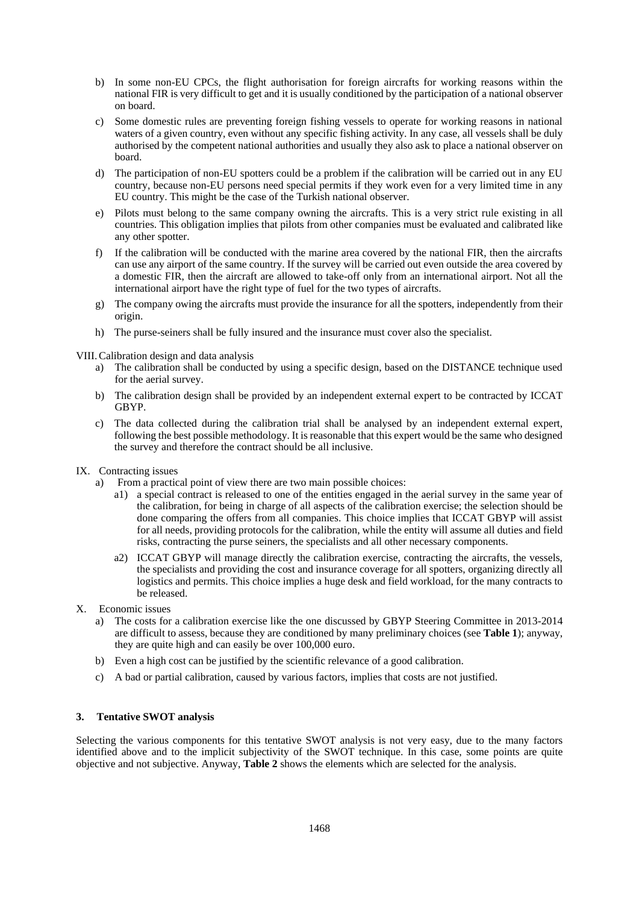b) In some non-EU CPCs, the flight authorisation for foreign aircrafts for working reasons within the national FIR is very difficult to get and it is usually conditioned by the participation of a national observer on board.

c) Some domestic rules are preventing foreign fishing vessels to operate for working reasons in national waters of a given country, even without any specific fishing activity. In any case, all vessels shall be duly authorised by the competent national authorities and usually they also ask to place a national observer on board.

d) The participation of non-EU spotters could be a problem if the calibration will be carried out in any EU country, because non-EU persons need special permits if they work even for a very limited time in any EU country. This might be the case of the Turkish national observer.

e) Pilots must belong to the same company owning the aircrafts. This is a very strict rule existing in all countries. This obligation implies that pilots from other companies must be evaluated and calibrated like any other spotter.

f) If the calibration will be conducted with the marine area covered by the national FIR, then the aircrafts can use any airport of the same country. If the survey will be carried out even outside the area covered by a domestic FIR, then the aircraft are allowed to take-off only from an international airport. Not all the international airport have the right type of fuel for the two types of aircrafts.

g) The company owing the aircrafts must provide the insurance for all the spotters, independently from their origin.

h) The purse-seiners shall be fully insured and the insurance must cover also the specialist.

VIII. Calibration design and data analysis

a) The calibration shall be conducted by using a specific design, based on the DISTANCE technique used for the aerial survey.

b) The calibration design shall be provided by an independent external expert to be contracted by ICCAT GBYP.

c) The data collected during the calibration trial shall be analysed by an independent external expert, following the best possible methodology. It is reasonable that this expert would be the same who designed the survey and therefore the contract should be all inclusive.

IX. Contracting issues

a) From a practical point of view there are two main possible choices:

a1) a special contract is released to one of the entities engaged in the aerial survey in the same year of the calibration, for being in charge of all aspects of the calibration exercise; the selection should be done comparing the offers from all companies. This choice implies that ICCAT GBYP will assist for all needs, providing protocols for the calibration, while the entity will assume all duties and field risks, contracting the purse seiners, the specialists and all other necessary components.

a2) ICCAT GBYP will manage directly the calibration exercise, contracting the aircrafts, the vessels, the specialists and providing the cost and insurance coverage for all spotters, organizing directly all logistics and permits. This choice implies a huge desk and field workload, for the many contracts to be released.

X. Economic issues

a) The costs for a calibration exercise like the one discussed by GBYP Steering Committee in 2013-2014 are difficult to assess, because they are conditioned by many preliminary choices (see **Table 1**); anyway, they are quite high and can easily be over 100,000 euro.

b) Even a high cost can be justified by the scientific relevance of a good calibration.

c) A bad or partial calibration, caused by various factors, implies that costs are not justified.

## 3. Tentative SWOT analysis

Selecting the various components for this tentative SWOT analysis is not very easy, due to the many factors identified above and to the implicit subjectivity of the SWOT technique. In this case, some points are quite objective and not subjective. Anyway, **Table 2** shows the elements which are selected for the analysis.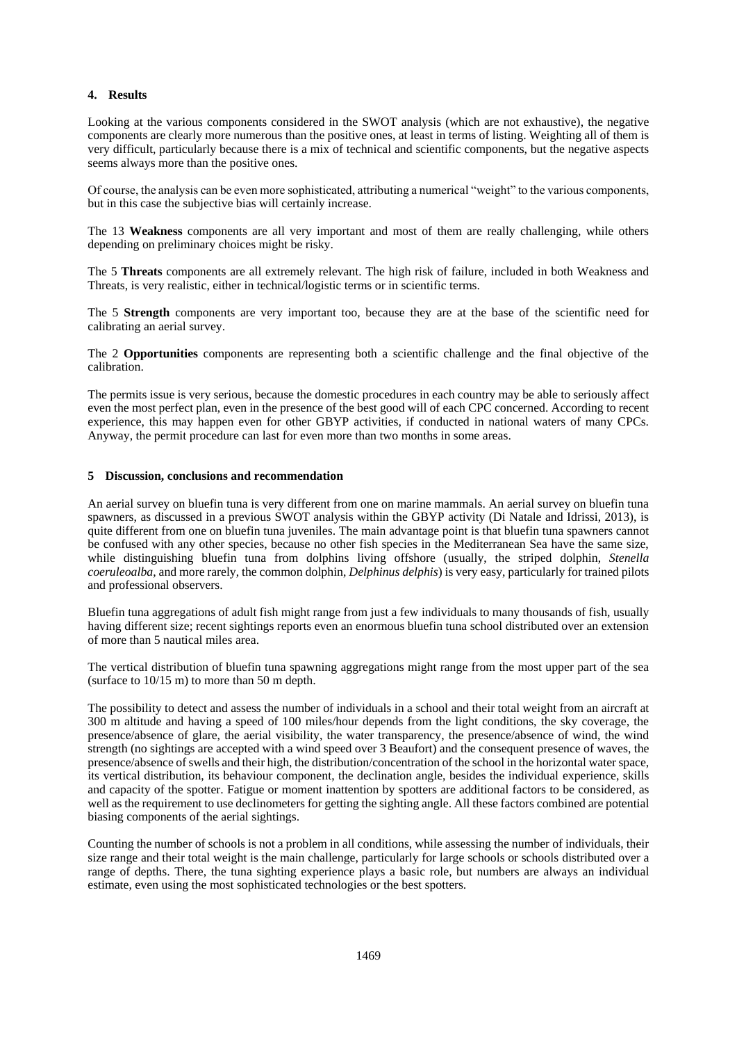## 4. Results

Looking at the various components considered in the SWOT analysis (which are not exhaustive), the negative components are clearly more numerous than the positive ones, at least in terms of listing. Weighting all of them is very difficult, particularly because there is a mix of technical and scientific components, but the negative aspects seems always more than the positive ones.

Of course, the analysis can be even more sophisticated, attributing a numerical "weight" to the various components, but in this case the subjective bias will certainly increase.

The 13 **Weakness** components are all very important and most of them are really challenging, while others depending on preliminary choices might be risky.

The 5 **Threats** components are all extremely relevant. The high risk of failure, included in both Weakness and Threats, is very realistic, either in technical/logistic terms or in scientific terms.

The 5 **Strength** components are very important too, because they are at the base of the scientific need for calibrating an aerial survey.

The 2 **Opportunities** components are representing both a scientific challenge and the final objective of the calibration.

The permits issue is very serious, because the domestic procedures in each country may be able to seriously affect even the most perfect plan, even in the presence of the best good will of each CPC concerned. According to recent experience, this may happen even for other GBYP activities, if conducted in national waters of many CPCs. Anyway, the permit procedure can last for even more than two months in some areas.

## 5 Discussion, conclusions and recommendation

An aerial survey on bluefin tuna is very different from one on marine mammals. An aerial survey on bluefin tuna spawners, as discussed in a previous SWOT analysis within the GBYP activity (Di Natale and Idrissi, 2013), is quite different from one on bluefin tuna juveniles. The main advantage point is that bluefin tuna spawners cannot be confused with any other species, because no other fish species in the Mediterranean Sea have the same size, while distinguishing bluefin tuna from dolphins living offshore (usually, the striped dolphin, *Stenella coeruleoalba*, and more rarely, the common dolphin, *Delphinus delphis*) is very easy, particularly for trained pilots and professional observers.

Bluefin tuna aggregations of adult fish might range from just a few individuals to many thousands of fish, usually having different size; recent sightings reports even an enormous bluefin tuna school distributed over an extension of more than 5 nautical miles area.

The vertical distribution of bluefin tuna spawning aggregations might range from the most upper part of the sea (surface to 10/15 m) to more than 50 m depth.

The possibility to detect and assess the number of individuals in a school and their total weight from an aircraft at 300 m altitude and having a speed of 100 miles/hour depends from the light conditions, the sky coverage, the presence/absence of glare, the aerial visibility, the water transparency, the presence/absence of wind, the wind strength (no sightings are accepted with a wind speed over 3 Beaufort) and the consequent presence of waves, the presence/absence of swells and their high, the distribution/concentration of the school in the horizontal water space, its vertical distribution, its behaviour component, the declination angle, besides the individual experience, skills and capacity of the spotter. Fatigue or moment inattention by spotters are additional factors to be considered, as well as the requirement to use declinometers for getting the sighting angle. All these factors combined are potential biasing components of the aerial sightings.

Counting the number of schools is not a problem in all conditions, while assessing the number of individuals, their size range and their total weight is the main challenge, particularly for large schools or schools distributed over a range of depths. There, the tuna sighting experience plays a basic role, but numbers are always an individual estimate, even using the most sophisticated technologies or the best spotters.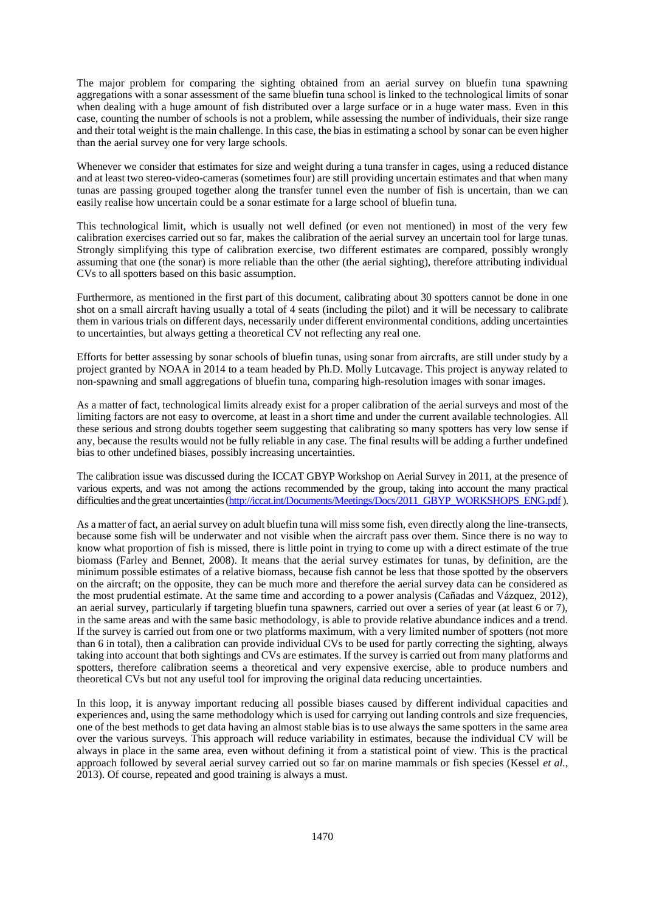The major problem for comparing the sighting obtained from an aerial survey on bluefin tuna spawning aggregations with a sonar assessment of the same bluefin tuna school is linked to the technological limits of sonar when dealing with a huge amount of fish distributed over a large surface or in a huge water mass. Even in this case, counting the number of schools is not a problem, while assessing the number of individuals, their size range and their total weight is the main challenge. In this case, the bias in estimating a school by sonar can be even higher than the aerial survey one for very large schools.

Whenever we consider that estimates for size and weight during a tuna transfer in cages, using a reduced distance and at least two stereo-video-cameras (sometimes four) are still providing uncertain estimates and that when many tunas are passing grouped together along the transfer tunnel even the number of fish is uncertain, than we can easily realise how uncertain could be a sonar estimate for a large school of bluefin tuna.

This technological limit, which is usually not well defined (or even not mentioned) in most of the very few calibration exercises carried out so far, makes the calibration of the aerial survey an uncertain tool for large tunas. Strongly simplifying this type of calibration exercise, two different estimates are compared, possibly wrongly assuming that one (the sonar) is more reliable than the other (the aerial sighting), therefore attributing individual CVs to all spotters based on this basic assumption.

Furthermore, as mentioned in the first part of this document, calibrating about 30 spotters cannot be done in one shot on a small aircraft having usually a total of 4 seats (including the pilot) and it will be necessary to calibrate them in various trials on different days, necessarily under different environmental conditions, adding uncertainties to uncertainties, but always getting a theoretical CV not reflecting any real one.

Efforts for better assessing by sonar schools of bluefin tunas, using sonar from aircrafts, are still under study by a project granted by NOAA in 2014 to a team headed by Ph.D. Molly Lutcavage. This project is anyway related to non-spawning and small aggregations of bluefin tuna, comparing high-resolution images with sonar images.

As a matter of fact, technological limits already exist for a proper calibration of the aerial surveys and most of the limiting factors are not easy to overcome, at least in a short time and under the current available technologies. All these serious and strong doubts together seem suggesting that calibrating so many spotters has very low sense if any, because the results would not be fully reliable in any case. The final results will be adding a further undefined bias to other undefined biases, possibly increasing uncertainties.

The calibration issue was discussed during the ICCAT GBYP Workshop on Aerial Survey in 2011, at the presence of various experts, and was not among the actions recommended by the group, taking into account the many practical difficulties and the great uncertainties (http://iccat.int/Documents/Meetings/Docs/2011_GBYP_WORKSHOPS_ENG.pdf ).

As a matter of fact, an aerial survey on adult bluefin tuna will miss some fish, even directly along the line-transects, because some fish will be underwater and not visible when the aircraft pass over them. Since there is no way to know what proportion of fish is missed, there is little point in trying to come up with a direct estimate of the true biomass (Farley and Bennet, 2008). It means that the aerial survey estimates for tunas, by definition, are the minimum possible estimates of a relative biomass, because fish cannot be less that those spotted by the observers on the aircraft; on the opposite, they can be much more and therefore the aerial survey data can be considered as the most prudential estimate. At the same time and according to a power analysis (Cañadas and Vázquez, 2012), an aerial survey, particularly if targeting bluefin tuna spawners, carried out over a series of year (at least 6 or 7), in the same areas and with the same basic methodology, is able to provide relative abundance indices and a trend. If the survey is carried out from one or two platforms maximum, with a very limited number of spotters (not more than 6 in total), then a calibration can provide individual CVs to be used for partly correcting the sighting, always taking into account that both sightings and CVs are estimates. If the survey is carried out from many platforms and spotters, therefore calibration seems a theoretical and very expensive exercise, able to produce numbers and theoretical CVs but not any useful tool for improving the original data reducing uncertainties.

In this loop, it is anyway important reducing all possible biases caused by different individual capacities and experiences and, using the same methodology which is used for carrying out landing controls and size frequencies, one of the best methods to get data having an almost stable bias is to use always the same spotters in the same area over the various surveys. This approach will reduce variability in estimates, because the individual CV will be always in place in the same area, even without defining it from a statistical point of view. This is the practical approach followed by several aerial survey carried out so far on marine mammals or fish species (Kessel *et al.*, 2013). Of course, repeated and good training is always a must.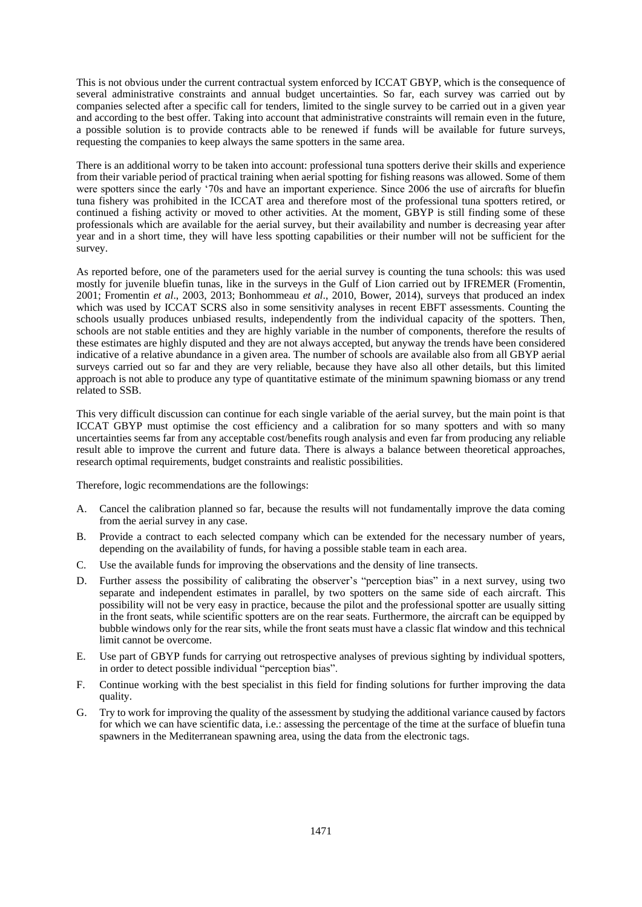This is not obvious under the current contractual system enforced by ICCAT GBYP, which is the consequence of several administrative constraints and annual budget uncertainties. So far, each survey was carried out by companies selected after a specific call for tenders, limited to the single survey to be carried out in a given year and according to the best offer. Taking into account that administrative constraints will remain even in the future, a possible solution is to provide contracts able to be renewed if funds will be available for future surveys, requesting the companies to keep always the same spotters in the same area.

There is an additional worry to be taken into account: professional tuna spotters derive their skills and experience from their variable period of practical training when aerial spotting for fishing reasons was allowed. Some of them were spotters since the early '70s and have an important experience. Since 2006 the use of aircrafts for bluefin tuna fishery was prohibited in the ICCAT area and therefore most of the professional tuna spotters retired, or continued a fishing activity or moved to other activities. At the moment, GBYP is still finding some of these professionals which are available for the aerial survey, but their availability and number is decreasing year after year and in a short time, they will have less spotting capabilities or their number will not be sufficient for the survey.

As reported before, one of the parameters used for the aerial survey is counting the tuna schools: this was used mostly for juvenile bluefin tunas, like in the surveys in the Gulf of Lion carried out by IFREMER (Fromentin, 2001; Fromentin *et al*., 2003, 2013; Bonhommeau *et al*., 2010, Bower, 2014), surveys that produced an index which was used by ICCAT SCRS also in some sensitivity analyses in recent EBFT assessments. Counting the schools usually produces unbiased results, independently from the individual capacity of the spotters. Then, schools are not stable entities and they are highly variable in the number of components, therefore the results of these estimates are highly disputed and they are not always accepted, but anyway the trends have been considered indicative of a relative abundance in a given area. The number of schools are available also from all GBYP aerial surveys carried out so far and they are very reliable, because they have also all other details, but this limited approach is not able to produce any type of quantitative estimate of the minimum spawning biomass or any trend related to SSB.

This very difficult discussion can continue for each single variable of the aerial survey, but the main point is that ICCAT GBYP must optimise the cost efficiency and a calibration for so many spotters and with so many uncertainties seems far from any acceptable cost/benefits rough analysis and even far from producing any reliable result able to improve the current and future data. There is always a balance between theoretical approaches, research optimal requirements, budget constraints and realistic possibilities.

Therefore, logic recommendations are the followings:

A. Cancel the calibration planned so far, because the results will not fundamentally improve the data coming from the aerial survey in any case.

B. Provide a contract to each selected company which can be extended for the necessary number of years, depending on the availability of funds, for having a possible stable team in each area.

C. Use the available funds for improving the observations and the density of line transects.

D. Further assess the possibility of calibrating the observer's "perception bias" in a next survey, using two separate and independent estimates in parallel, by two spotters on the same side of each aircraft. This possibility will not be very easy in practice, because the pilot and the professional spotter are usually sitting in the front seats, while scientific spotters are on the rear seats. Furthermore, the aircraft can be equipped by bubble windows only for the rear sits, while the front seats must have a classic flat window and this technical limit cannot be overcome.

E. Use part of GBYP funds for carrying out retrospective analyses of previous sighting by individual spotters, in order to detect possible individual "perception bias".

F. Continue working with the best specialist in this field for finding solutions for further improving the data quality.

G. Try to work for improving the quality of the assessment by studying the additional variance caused by factors for which we can have scientific data, i.e.: assessing the percentage of the time at the surface of bluefin tuna spawners in the Mediterranean spawning area, using the data from the electronic tags.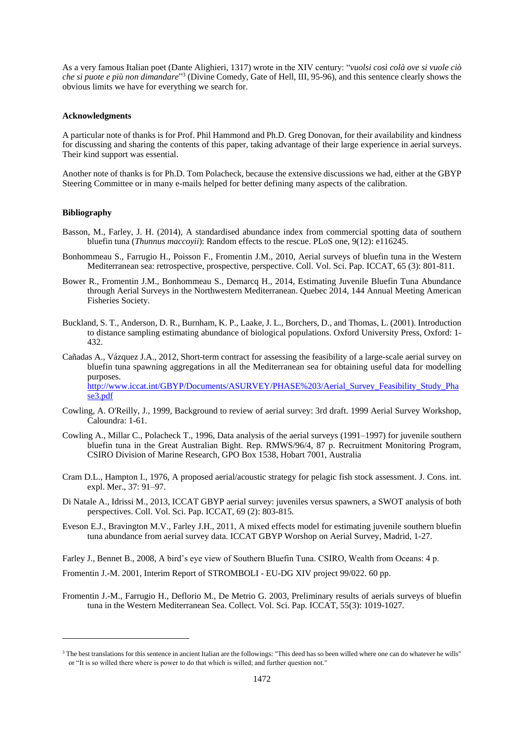As a very famous Italian poet (Dante Alighieri, 1317) wrote in the XIV century: "*vuolsi così colà ove si vuole ciò che si puote e più non dimandare*"[3] (Divine Comedy, Gate of Hell, III, 95-96), and this sentence clearly shows the obvious limits we have for everything we search for.

**Acknowledgments**

A particular note of thanks is for Prof. Phil Hammond and Ph.D. Greg Donovan, for their availability and kindness for discussing and sharing the contents of this paper, taking advantage of their large experience in aerial surveys. Their kind support was essential.

Another note of thanks is for Ph.D. Tom Polacheck, because the extensive discussions we had, either at the GBYP Steering Committee or in many e-mails helped for better defining many aspects of the calibration.

**Bibliography**

Basson, M., Farley, J. H. (2014), A standardised abundance index from commercial spotting data of southern bluefin tuna (*Thunnus maccoyii*): Random effects to the rescue. PLoS one, 9(12): e116245.

Bonhommeau S., Farrugio H., Poisson F., Fromentin J.M., 2010, Aerial surveys of bluefin tuna in the Western Mediterranean sea: retrospective, prospective, perspective. Coll. Vol. Sci. Pap. ICCAT, 65 (3): 801-811.

Bower R., Fromentin J.M., Bonhommeau S., Demarcq H., 2014, Estimating Juvenile Bluefin Tuna Abundance through Aerial Surveys in the Northwestern Mediterranean. Quebec 2014, 144 Annual Meeting American Fisheries Society.

Buckland, S. T., Anderson, D. R., Burnham, K. P., Laake, J. L., Borchers, D., and Thomas, L. (2001). Introduction to distance sampling estimating abundance of biological populations. Oxford University Press, Oxford: 1-432.

Cañadas A., Vázquez J.A., 2012, Short-term contract for assessing the feasibility of a large-scale aerial survey on bluefin tuna spawning aggregations in all the Mediterranean sea for obtaining useful data for modelling purposes. http://www.iccat.int/GBYP/Documents/ASURVEY/PHASE%203/Aerial_Survey_Feasibility_Study_Phase3.pdf

Cowling, A. O'Reilly, J., 1999, Background to review of aerial survey: 3rd draft. 1999 Aerial Survey Workshop, Caloundra: 1-61.

Cowling A., Millar C., Polacheck T., 1996, Data analysis of the aerial surveys (1991–1997) for juvenile southern bluefin tuna in the Great Australian Bight. Rep. RMWS/96/4, 87 p. Recruitment Monitoring Program, CSIRO Division of Marine Research, GPO Box 1538, Hobart 7001, Australia

Cram D.L., Hampton I., 1976, A proposed aerial/acoustic strategy for pelagic fish stock assessment. J. Cons. int. expl. Mer., 37: 91–97.

Di Natale A., Idrissi M., 2013, ICCAT GBYP aerial survey: juveniles versus spawners, a SWOT analysis of both perspectives. Coll. Vol. Sci. Pap. ICCAT, 69 (2): 803-815.

Eveson E.J., Bravington M.V., Farley J.H., 2011, A mixed effects model for estimating juvenile southern bluefin tuna abundance from aerial survey data. ICCAT GBYP Worshop on Aerial Survey, Madrid, 1-27.

Farley J., Bennet B., 2008, A bird's eye view of Southern Bluefin Tuna. CSIRO, Wealth from Oceans: 4 p.

Fromentin J.-M. 2001, Interim Report of STROMBOLI - EU-DG XIV project 99/022. 60 pp.

Fromentin J.-M., Farrugio H., Deflorio M., De Metrio G. 2003, Preliminary results of aerials surveys of bluefin tuna in the Western Mediterranean Sea. Collect. Vol. Sci. Pap. ICCAT, 55(3): 1019-1027.

[3] The best translations for this sentence in ancient Italian are the followings: "This deed has so been willed where one can do whatever he wills" or "It is so willed there where is power to do that which is willed; and further question not."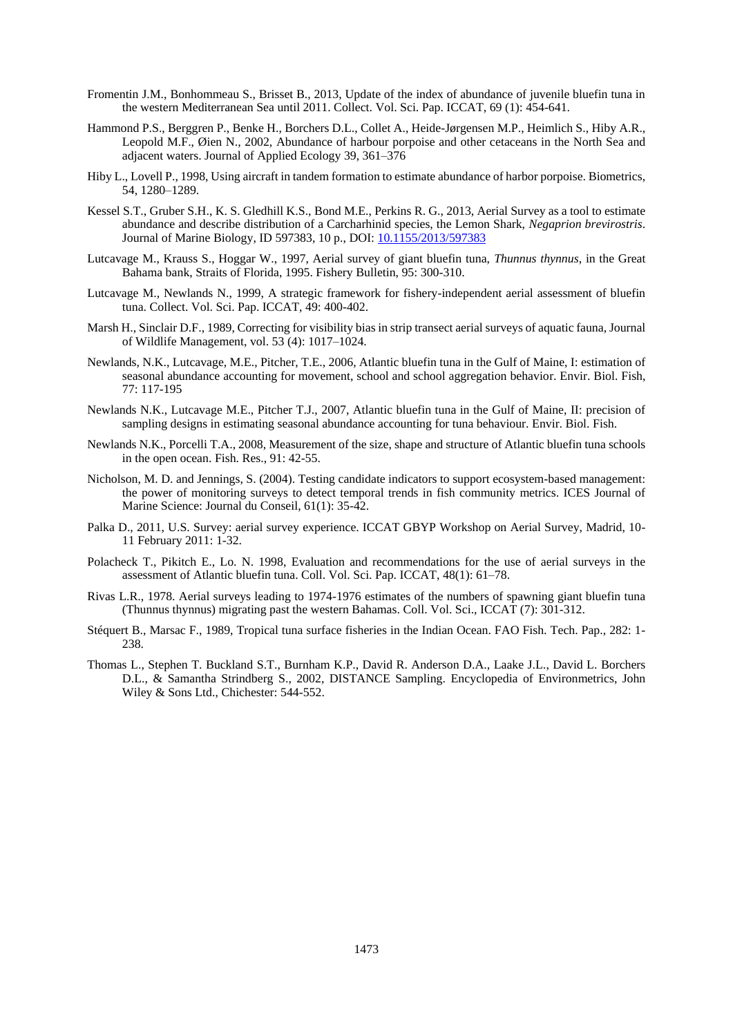Fromentin J.M., Bonhommeau S., Brisset B., 2013, Update of the index of abundance of juvenile bluefin tuna in the western Mediterranean Sea until 2011. Collect. Vol. Sci. Pap. ICCAT, 69 (1): 454-641.

Hammond P.S., Berggren P., Benke H., Borchers D.L., Collet A., Heide-Jørgensen M.P., Heimlich S., Hiby A.R., Leopold M.F., Øien N., 2002, Abundance of harbour porpoise and other cetaceans in the North Sea and adjacent waters. Journal of Applied Ecology 39, 361–376

Hiby L., Lovell P., 1998, Using aircraft in tandem formation to estimate abundance of harbor porpoise. Biometrics, 54, 1280–1289.

Kessel S.T., Gruber S.H., K. S. Gledhill K.S., Bond M.E., Perkins R. G., 2013, Aerial Survey as a tool to estimate abundance and describe distribution of a Carcharhinid species, the Lemon Shark, *Negaprion brevirostris*. Journal of Marine Biology, ID 597383, 10 p., DOI: 10.1155/2013/597383

Lutcavage M., Krauss S., Hoggar W., 1997, Aerial survey of giant bluefin tuna, *Thunnus thynnus*, in the Great Bahama bank, Straits of Florida, 1995. Fishery Bulletin, 95: 300-310.

Lutcavage M., Newlands N., 1999, A strategic framework for fishery-independent aerial assessment of bluefin tuna. Collect. Vol. Sci. Pap. ICCAT, 49: 400-402.

Marsh H., Sinclair D.F., 1989, Correcting for visibility bias in strip transect aerial surveys of aquatic fauna, Journal of Wildlife Management, vol. 53 (4): 1017–1024.

Newlands, N.K., Lutcavage, M.E., Pitcher, T.E., 2006, Atlantic bluefin tuna in the Gulf of Maine, I: estimation of seasonal abundance accounting for movement, school and school aggregation behavior. Envir. Biol. Fish, 77: 117-195

Newlands N.K., Lutcavage M.E., Pitcher T.J., 2007, Atlantic bluefin tuna in the Gulf of Maine, II: precision of sampling designs in estimating seasonal abundance accounting for tuna behaviour. Envir. Biol. Fish.

Newlands N.K., Porcelli T.A., 2008, Measurement of the size, shape and structure of Atlantic bluefin tuna schools in the open ocean. Fish. Res., 91: 42-55.

Nicholson, M. D. and Jennings, S. (2004). Testing candidate indicators to support ecosystem-based management: the power of monitoring surveys to detect temporal trends in fish community metrics. ICES Journal of Marine Science: Journal du Conseil, 61(1): 35-42.

Palka D., 2011, U.S. Survey: aerial survey experience. ICCAT GBYP Workshop on Aerial Survey, Madrid, 10-11 February 2011: 1-32.

Polacheck T., Pikitch E., Lo. N. 1998, Evaluation and recommendations for the use of aerial surveys in the assessment of Atlantic bluefin tuna. Coll. Vol. Sci. Pap. ICCAT, 48(1): 61–78.

Rivas L.R., 1978. Aerial surveys leading to 1974-1976 estimates of the numbers of spawning giant bluefin tuna (Thunnus thynnus) migrating past the western Bahamas. Coll. Vol. Sci., ICCAT (7): 301-312.

Stéquert B., Marsac F., 1989, Tropical tuna surface fisheries in the Indian Ocean. FAO Fish. Tech. Pap., 282: 1-238.

Thomas L., Stephen T. Buckland S.T., Burnham K.P., David R. Anderson D.A., Laake J.L., David L. Borchers D.L., & Samantha Strindberg S., 2002, DISTANCE Sampling. Encyclopedia of Environmetrics, John Wiley & Sons Ltd., Chichester: 544-552.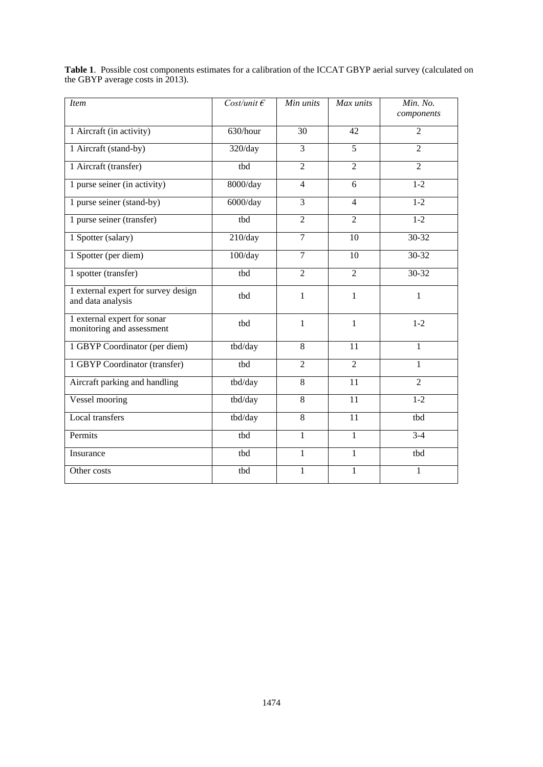**Table 1**. Possible cost components estimates for a calibration of the ICCAT GBYP aerial survey (calculated on the GBYP average costs in 2013).

| *Item* | *Cost/unit €* | *Min units* | *Max units* | *Min. No. components* |
|---|---|---|---|---|
| 1 Aircraft (in activity) | 630/hour | 30 | 42 | 2 |
| 1 Aircraft (stand-by) | 320/day | 3 | 5 | 2 |
| 1 Aircraft (transfer) | tbd | 2 | 2 | 2 |
| 1 purse seiner (in activity) | 8000/day | 4 | 6 | 1-2 |
| 1 purse seiner (stand-by) | 6000/day | 3 | 4 | 1-2 |
| 1 purse seiner (transfer) | tbd | 2 | 2 | 1-2 |
| 1 Spotter (salary) | 210/day | 7 | 10 | 30-32 |
| 1 Spotter (per diem) | 100/day | 7 | 10 | 30-32 |
| 1 spotter (transfer) | tbd | 2 | 2 | 30-32 |
| 1 external expert for survey design and data analysis | tbd | 1 | 1 | 1 |
| 1 external expert for sonar monitoring and assessment | tbd | 1 | 1 | 1-2 |
| 1 GBYP Coordinator (per diem) | tbd/day | 8 | 11 | 1 |
| 1 GBYP Coordinator (transfer) | tbd | 2 | 2 | 1 |
| Aircraft parking and handling | tbd/day | 8 | 11 | 2 |
| Vessel mooring | tbd/day | 8 | 11 | 1-2 |
| Local transfers | tbd/day | 8 | 11 | tbd |
| Permits | tbd | 1 | 1 | 3-4 |
| Insurance | tbd | 1 | 1 | tbd |
| Other costs | tbd | 1 | 1 | 1 |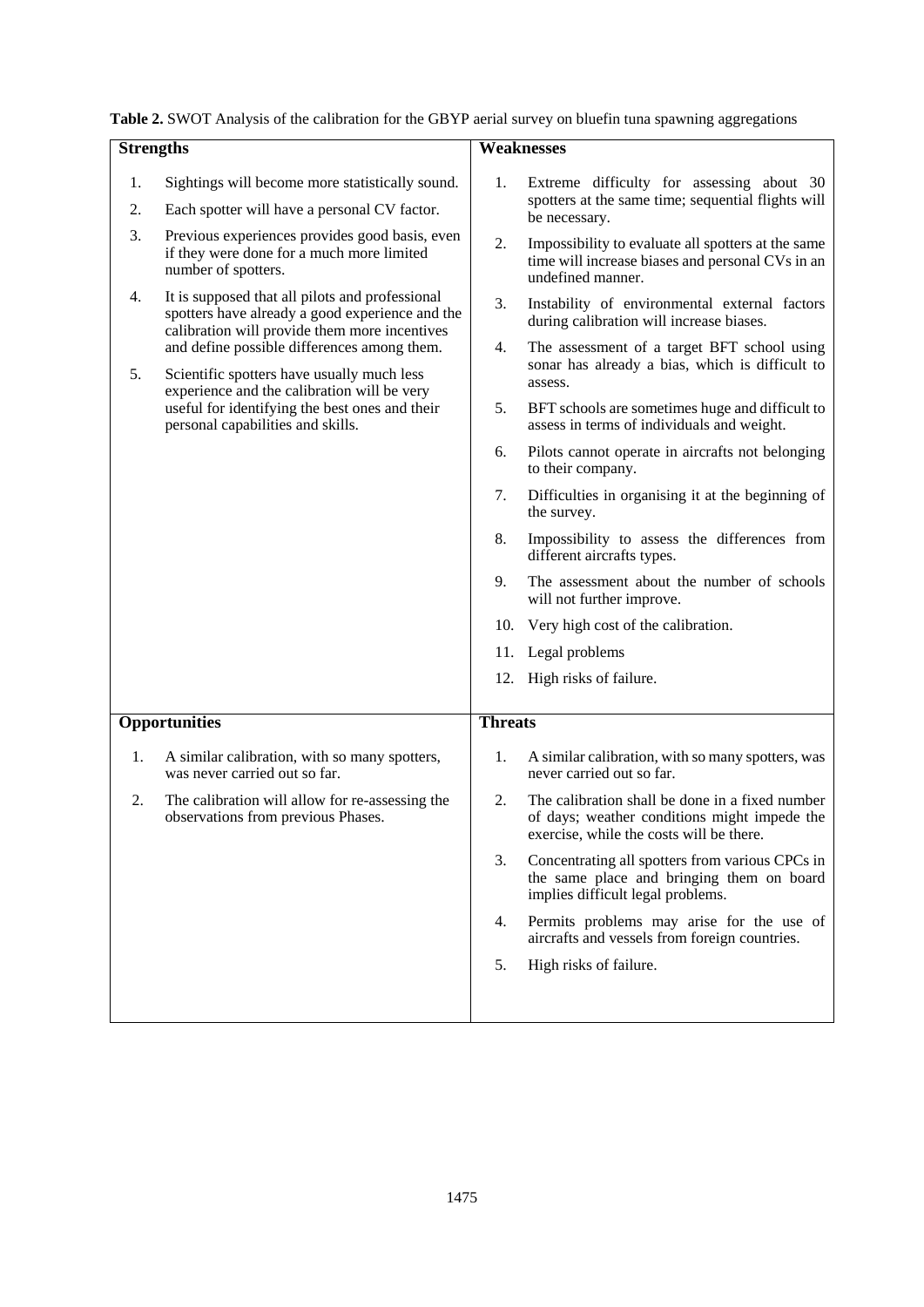**Table 2.** SWOT Analysis of the calibration for the GBYP aerial survey on bluefin tuna spawning aggregations

| Strengths | Weaknesses |
|---|---|
| 1. Sightings will become more statistically sound.<br>2. Each spotter will have a personal CV factor.<br>3. Previous experiences provides good basis, even if they were done for a much more limited number of spotters.<br>4. It is supposed that all pilots and professional spotters have already a good experience and the calibration will provide them more incentives and define possible differences among them.<br>5. Scientific spotters have usually much less experience and the calibration will be very useful for identifying the best ones and their personal capabilities and skills. | 1. Extreme difficulty for assessing about 30 spotters at the same time; sequential flights will be necessary.<br>2. Impossibility to evaluate all spotters at the same time will increase biases and personal CVs in an undefined manner.<br>3. Instability of environmental external factors during calibration will increase biases.<br>4. The assessment of a target BFT school using sonar has already a bias, which is difficult to assess.<br>5. BFT schools are sometimes huge and difficult to assess in terms of individuals and weight.<br>6. Pilots cannot operate in aircrafts not belonging to their company.<br>7. Difficulties in organising it at the beginning of the survey.<br>8. Impossibility to assess the differences from different aircrafts types.<br>9. The assessment about the number of schools will not further improve.<br>10. Very high cost of the calibration.<br>11. Legal problems<br>12. High risks of failure. |
| **Opportunities** | **Threats** |
| 1. A similar calibration, with so many spotters, was never carried out so far.<br>2. The calibration will allow for re-assessing the observations from previous Phases. | 1. A similar calibration, with so many spotters, was never carried out so far.<br>2. The calibration shall be done in a fixed number of days; weather conditions might impede the exercise, while the costs will be there.<br>3. Concentrating all spotters from various CPCs in the same place and bringing them on board implies difficult legal problems.<br>4. Permits problems may arise for the use of aircrafts and vessels from foreign countries.<br>5. High risks of failure. |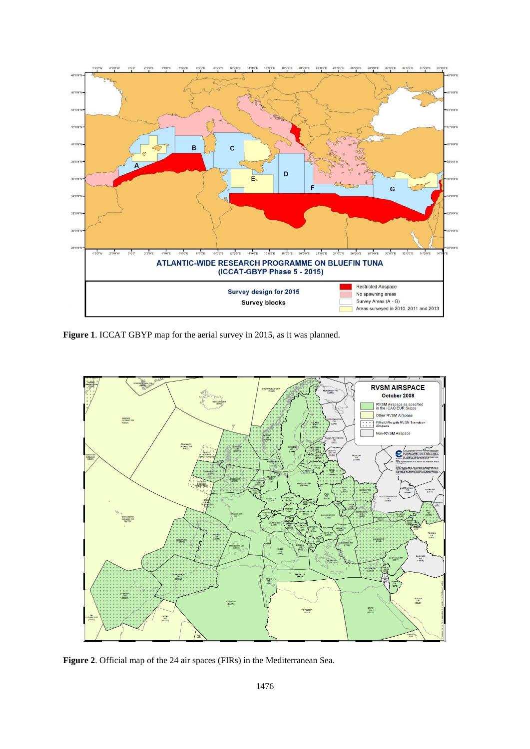ATLANTIC-WIDE RESEARCH PROGRAMME ON BLUEFIN TUNA
(ICCAT-GBYP Phase 5 - 2015)

Survey design for 2015
Survey blocks

Restricted Airspace
No spawning areas
Survey Areas (A - G)
Areas surveyed in 2010, 2011 and 2013

A
B
C
D
E
F
G

**Figure 1**. ICCAT GBYP map for the aerial survey in 2015, as it was planned.

RVSM AIRSPACE
October 2008

RVSM Airspace as specified in the ICAO EUR Supps
Other RVSM Airspace
FIRs/UIRs with RVSM Transition Airspace
Non-RVSM Airspace

**Figure 2**. Official map of the 24 air spaces (FIRs) in the Mediterranean Sea.